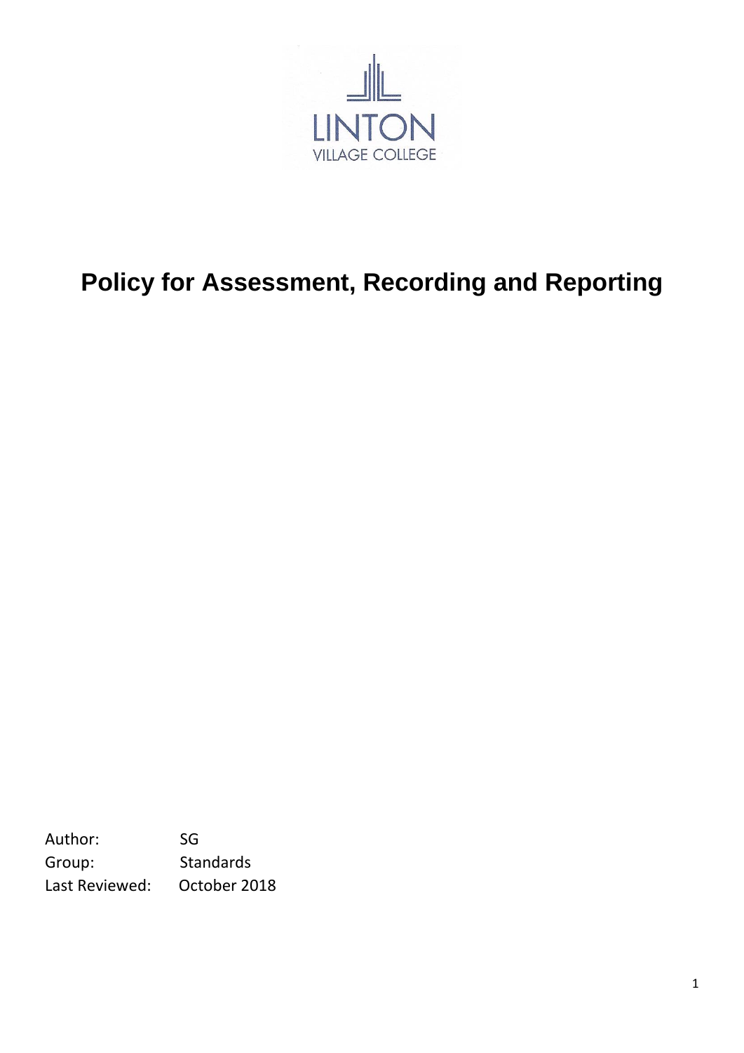LINTON
VILLAGE COLLEGE

# Policy for Assessment, Recording and Reporting

Author: SG
Group: Standards
Last Reviewed: October 2018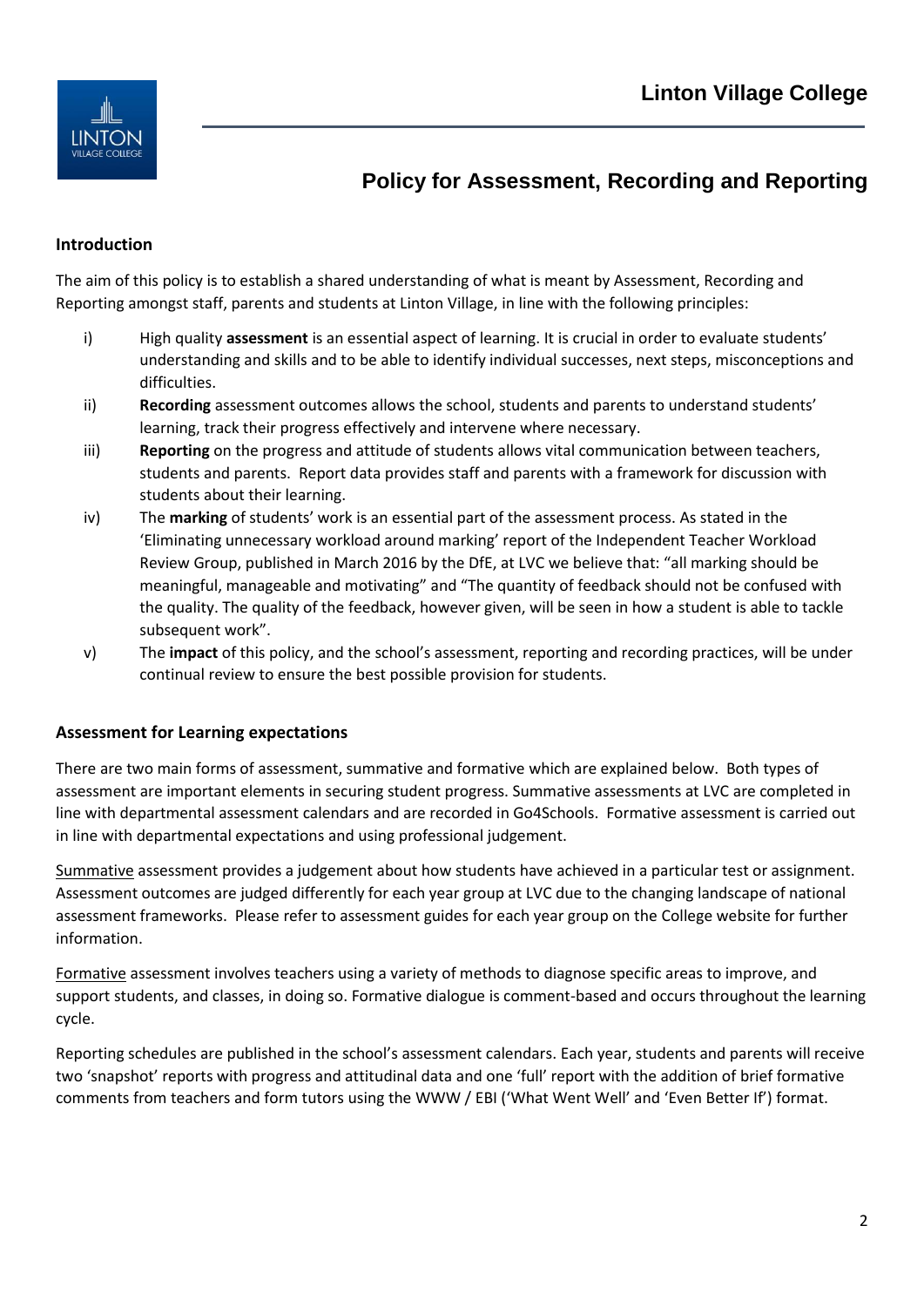# Policy for Assessment, Recording and Reporting

## Introduction

The aim of this policy is to establish a shared understanding of what is meant by Assessment, Recording and Reporting amongst staff, parents and students at Linton Village, in line with the following principles:

i) High quality **assessment** is an essential aspect of learning. It is crucial in order to evaluate students' understanding and skills and to be able to identify individual successes, next steps, misconceptions and difficulties.

ii) **Recording** assessment outcomes allows the school, students and parents to understand students' learning, track their progress effectively and intervene where necessary.

iii) **Reporting** on the progress and attitude of students allows vital communication between teachers, students and parents. Report data provides staff and parents with a framework for discussion with students about their learning.

iv) The **marking** of students' work is an essential part of the assessment process. As stated in the 'Eliminating unnecessary workload around marking' report of the Independent Teacher Workload Review Group, published in March 2016 by the DfE, at LVC we believe that: "all marking should be meaningful, manageable and motivating" and "The quantity of feedback should not be confused with the quality. The quality of the feedback, however given, will be seen in how a student is able to tackle subsequent work".

v) The **impact** of this policy, and the school's assessment, reporting and recording practices, will be under continual review to ensure the best possible provision for students.

## Assessment for Learning expectations

There are two main forms of assessment, summative and formative which are explained below. Both types of assessment are important elements in securing student progress. Summative assessments at LVC are completed in line with departmental assessment calendars and are recorded in Go4Schools. Formative assessment is carried out in line with departmental expectations and using professional judgement.

<u>Summative</u> assessment provides a judgement about how students have achieved in a particular test or assignment. Assessment outcomes are judged differently for each year group at LVC due to the changing landscape of national assessment frameworks. Please refer to assessment guides for each year group on the College website for further information.

<u>Formative</u> assessment involves teachers using a variety of methods to diagnose specific areas to improve, and support students, and classes, in doing so. Formative dialogue is comment-based and occurs throughout the learning cycle.

Reporting schedules are published in the school's assessment calendars. Each year, students and parents will receive two 'snapshot' reports with progress and attitudinal data and one 'full' report with the addition of brief formative comments from teachers and form tutors using the WWW / EBI ('What Went Well' and 'Even Better If') format.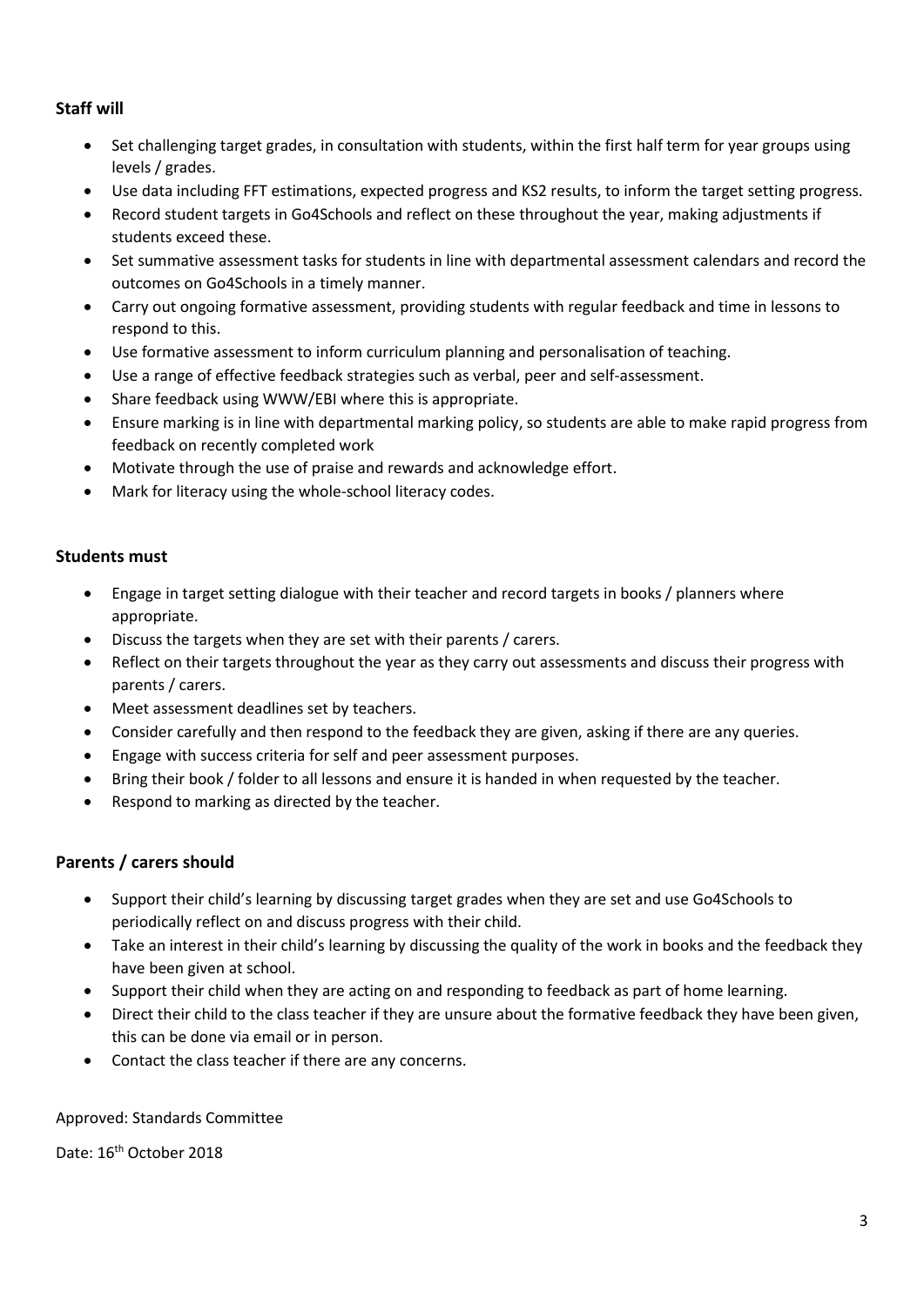**Staff will**

- Set challenging target grades, in consultation with students, within the first half term for year groups using levels / grades.
- Use data including FFT estimations, expected progress and KS2 results, to inform the target setting progress.
- Record student targets in Go4Schools and reflect on these throughout the year, making adjustments if students exceed these.
- Set summative assessment tasks for students in line with departmental assessment calendars and record the outcomes on Go4Schools in a timely manner.
- Carry out ongoing formative assessment, providing students with regular feedback and time in lessons to respond to this.
- Use formative assessment to inform curriculum planning and personalisation of teaching.
- Use a range of effective feedback strategies such as verbal, peer and self-assessment.
- Share feedback using WWW/EBI where this is appropriate.
- Ensure marking is in line with departmental marking policy, so students are able to make rapid progress from feedback on recently completed work
- Motivate through the use of praise and rewards and acknowledge effort.
- Mark for literacy using the whole-school literacy codes.

**Students must**

- Engage in target setting dialogue with their teacher and record targets in books / planners where appropriate.
- Discuss the targets when they are set with their parents / carers.
- Reflect on their targets throughout the year as they carry out assessments and discuss their progress with parents / carers.
- Meet assessment deadlines set by teachers.
- Consider carefully and then respond to the feedback they are given, asking if there are any queries.
- Engage with success criteria for self and peer assessment purposes.
- Bring their book / folder to all lessons and ensure it is handed in when requested by the teacher.
- Respond to marking as directed by the teacher.

**Parents / carers should**

- Support their child's learning by discussing target grades when they are set and use Go4Schools to periodically reflect on and discuss progress with their child.
- Take an interest in their child's learning by discussing the quality of the work in books and the feedback they have been given at school.
- Support their child when they are acting on and responding to feedback as part of home learning.
- Direct their child to the class teacher if they are unsure about the formative feedback they have been given, this can be done via email or in person.
- Contact the class teacher if there are any concerns.

Approved: Standards Committee

Date: 16th October 2018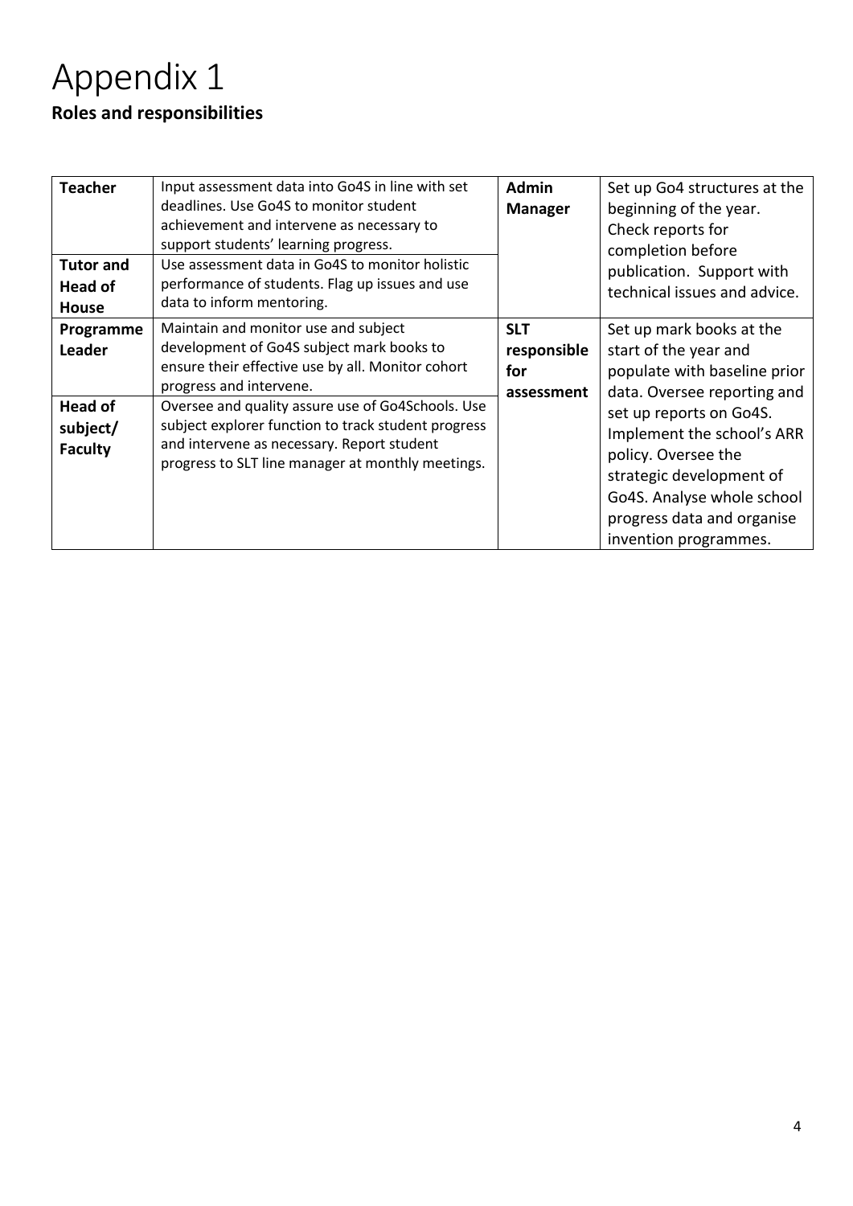# Appendix 1

**Roles and responsibilities**

| | | | |
|---|---|---|---|
| **Teacher** | Input assessment data into Go4S in line with set deadlines. Use Go4S to monitor student achievement and intervene as necessary to support students' learning progress. | **Admin Manager** | Set up Go4 structures at the beginning of the year. Check reports for completion before publication. Support with technical issues and advice. |
| **Tutor and Head of House** | Use assessment data in Go4S to monitor holistic performance of students. Flag up issues and use data to inform mentoring. | | |
| **Programme Leader** | Maintain and monitor use and subject development of Go4S subject mark books to ensure their effective use by all. Monitor cohort progress and intervene. | **SLT responsible for assessment** | Set up mark books at the start of the year and populate with baseline prior data. Oversee reporting and set up reports on Go4S. Implement the school's ARR policy. Oversee the strategic development of Go4S. Analyse whole school progress data and organise invention programmes. |
| **Head of subject/ Faculty** | Oversee and quality assure use of Go4Schools. Use subject explorer function to track student progress and intervene as necessary. Report student progress to SLT line manager at monthly meetings. | | |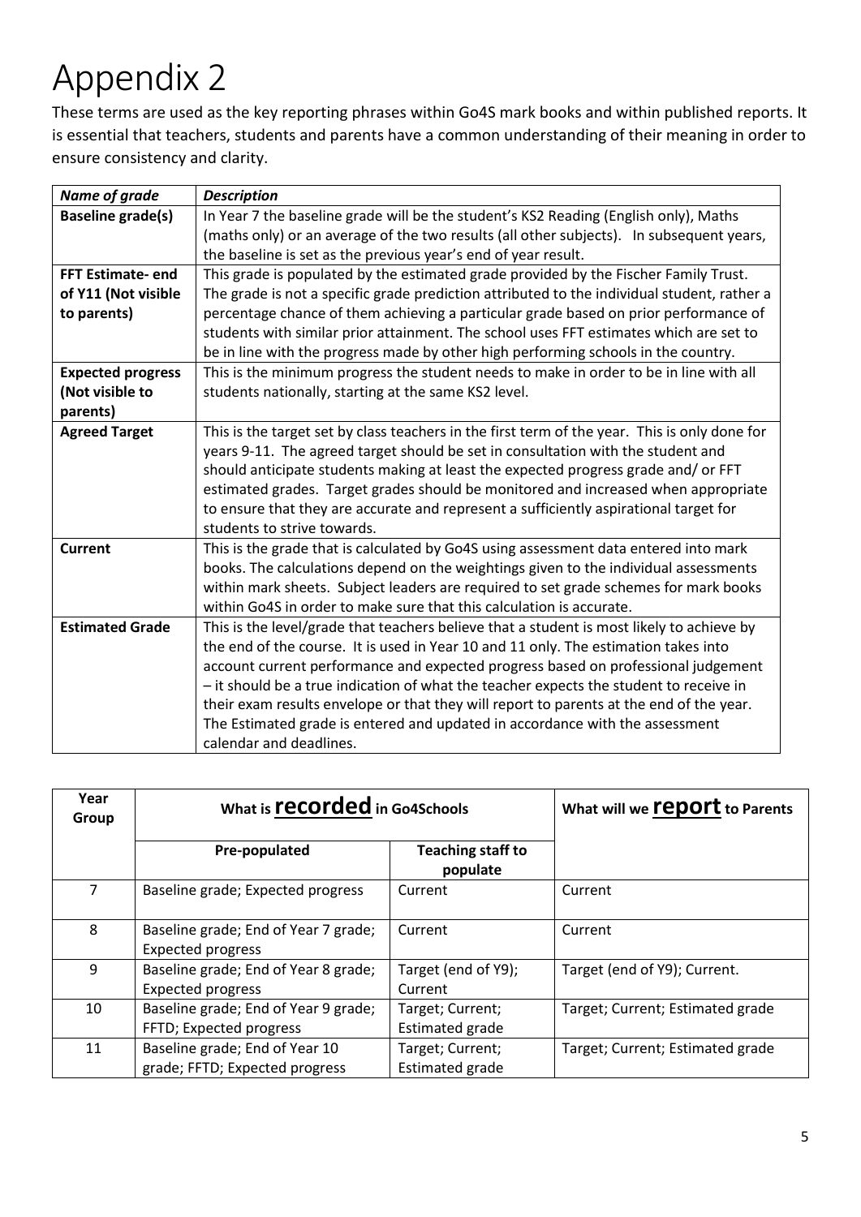# Appendix 2

These terms are used as the key reporting phrases within Go4S mark books and within published reports. It is essential that teachers, students and parents have a common understanding of their meaning in order to ensure consistency and clarity.

| ***Name of grade*** | ***Description*** |
|---|---|
| **Baseline grade(s)** | In Year 7 the baseline grade will be the student's KS2 Reading (English only), Maths (maths only) or an average of the two results (all other subjects). In subsequent years, the baseline is set as the previous year's end of year result. |
| **FFT Estimate- end of Y11 (Not visible to parents)** | This grade is populated by the estimated grade provided by the Fischer Family Trust. The grade is not a specific grade prediction attributed to the individual student, rather a percentage chance of them achieving a particular grade based on prior performance of students with similar prior attainment. The school uses FFT estimates which are set to be in line with the progress made by other high performing schools in the country. |
| **Expected progress (Not visible to parents)** | This is the minimum progress the student needs to make in order to be in line with all students nationally, starting at the same KS2 level. |
| **Agreed Target** | This is the target set by class teachers in the first term of the year. This is only done for years 9-11. The agreed target should be set in consultation with the student and should anticipate students making at least the expected progress grade and/ or FFT estimated grades. Target grades should be monitored and increased when appropriate to ensure that they are accurate and represent a sufficiently aspirational target for students to strive towards. |
| **Current** | This is the grade that is calculated by Go4S using assessment data entered into mark books. The calculations depend on the weightings given to the individual assessments within mark sheets. Subject leaders are required to set grade schemes for mark books within Go4S in order to make sure that this calculation is accurate. |
| **Estimated Grade** | This is the level/grade that teachers believe that a student is most likely to achieve by the end of the course. It is used in Year 10 and 11 only. The estimation takes into account current performance and expected progress based on professional judgement – it should be a true indication of what the teacher expects the student to receive in their exam results envelope or that they will report to parents at the end of the year. The Estimated grade is entered and updated in accordance with the assessment calendar and deadlines. |

| **Year Group** | **What is recorded in Go4Schools** | | **What will we report to Parents** |
|---|---|---|---|
| | **Pre-populated** | **Teaching staff to populate** | |
| 7 | Baseline grade; Expected progress | Current | Current |
| 8 | Baseline grade; End of Year 7 grade; Expected progress | Current | Current |
| 9 | Baseline grade; End of Year 8 grade; Expected progress | Target (end of Y9); Current | Target (end of Y9); Current. |
| 10 | Baseline grade; End of Year 9 grade; FFTD; Expected progress | Target; Current; Estimated grade | Target; Current; Estimated grade |
| 11 | Baseline grade; End of Year 10 grade; FFTD; Expected progress | Target; Current; Estimated grade | Target; Current; Estimated grade |